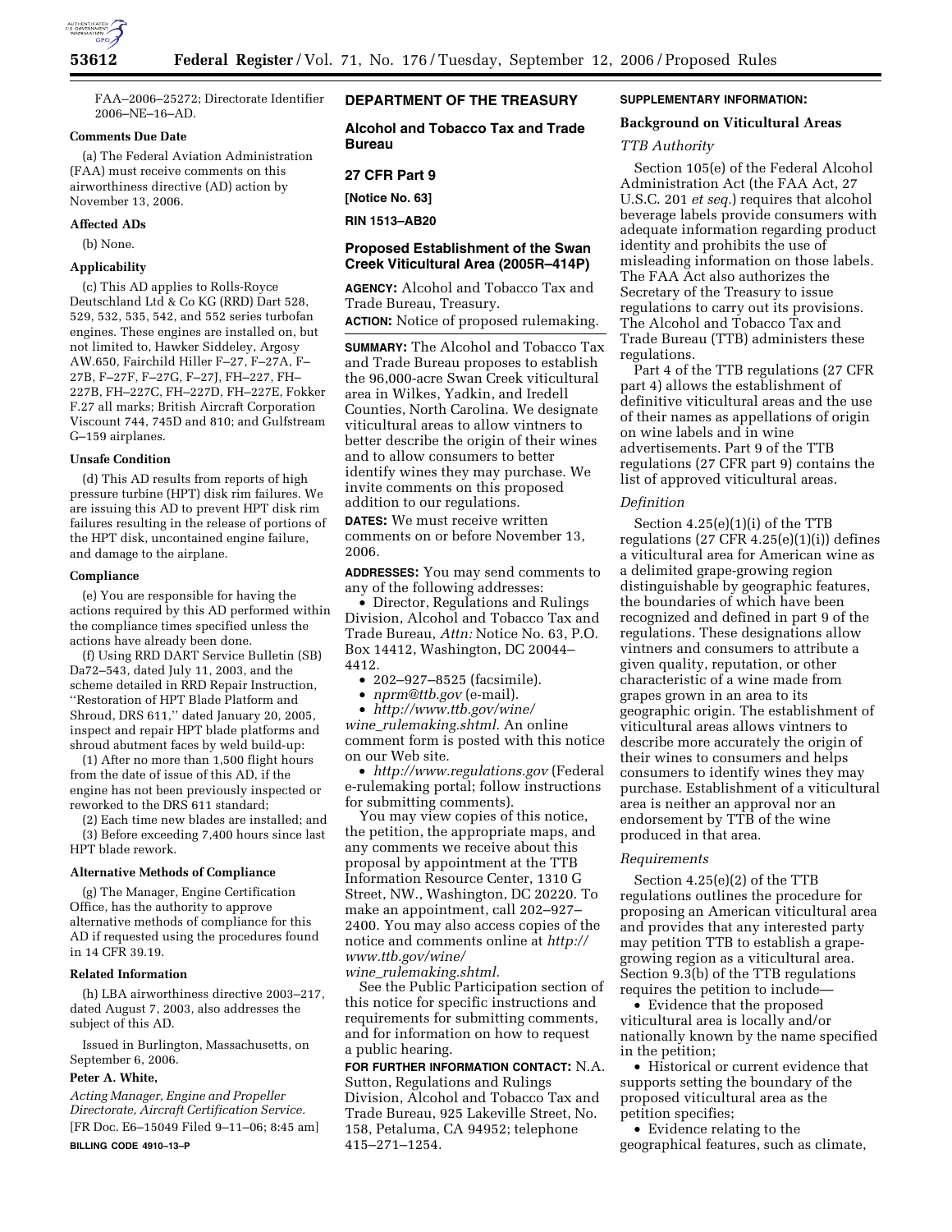FAA–2006–25272; Directorate Identifier 2006–NE–16–AD.

**Comments Due Date**

(a) The Federal Aviation Administration (FAA) must receive comments on this airworthiness directive (AD) action by November 13, 2006.

**Affected ADs**

(b) None.

**Applicability**

(c) This AD applies to Rolls-Royce Deutschland Ltd & Co KG (RRD) Dart 528, 529, 532, 535, 542, and 552 series turbofan engines. These engines are installed on, but not limited to, Hawker Siddeley, Argosy AW.650, Fairchild Hiller F–27, F–27A, F–27B, F–27F, F–27G, F–27J, FH–227, FH–227B, FH–227C, FH–227D, FH–227E, Fokker F.27 all marks; British Aircraft Corporation Viscount 744, 745D and 810; and Gulfstream G–159 airplanes.

**Unsafe Condition**

(d) This AD results from reports of high pressure turbine (HPT) disk rim failures. We are issuing this AD to prevent HPT disk rim failures resulting in the release of portions of the HPT disk, uncontained engine failure, and damage to the airplane.

**Compliance**

(e) You are responsible for having the actions required by this AD performed within the compliance times specified unless the actions have already been done.

(f) Using RRD DART Service Bulletin (SB) Da72–543, dated July 11, 2003, and the scheme detailed in RRD Repair Instruction, ''Restoration of HPT Blade Platform and Shroud, DRS 611,'' dated January 20, 2005, inspect and repair HPT blade platforms and shroud abutment faces by weld build-up:

(1) After no more than 1,500 flight hours from the date of issue of this AD, if the engine has not been previously inspected or reworked to the DRS 611 standard;

(2) Each time new blades are installed; and

(3) Before exceeding 7,400 hours since last HPT blade rework.

**Alternative Methods of Compliance**

(g) The Manager, Engine Certification Office, has the authority to approve alternative methods of compliance for this AD if requested using the procedures found in 14 CFR 39.19.

**Related Information**

(h) LBA airworthiness directive 2003–217, dated August 7, 2003, also addresses the subject of this AD.

Issued in Burlington, Massachusetts, on September 6, 2006.

**Peter A. White,**

*Acting Manager, Engine and Propeller Directorate, Aircraft Certification Service.*

[FR Doc. E6–15049 Filed 9–11–06; 8:45 am]

**BILLING CODE 4910–13–P**

## DEPARTMENT OF THE TREASURY

### Alcohol and Tobacco Tax and Trade Bureau

### 27 CFR Part 9

**[Notice No. 63]**

**RIN 1513–AB20**

### Proposed Establishment of the Swan Creek Viticultural Area (2005R–414P)

**AGENCY:** Alcohol and Tobacco Tax and Trade Bureau, Treasury.

**ACTION:** Notice of proposed rulemaking.

**SUMMARY:** The Alcohol and Tobacco Tax and Trade Bureau proposes to establish the 96,000-acre Swan Creek viticultural area in Wilkes, Yadkin, and Iredell Counties, North Carolina. We designate viticultural areas to allow vintners to better describe the origin of their wines and to allow consumers to better identify wines they may purchase. We invite comments on this proposed addition to our regulations.

**DATES:** We must receive written comments on or before November 13, 2006.

**ADDRESSES:** You may send comments to any of the following addresses:

- Director, Regulations and Rulings Division, Alcohol and Tobacco Tax and Trade Bureau, *Attn:* Notice No. 63, P.O. Box 14412, Washington, DC 20044–4412.
- 202–927–8525 (facsimile).
- *nprm@ttb.gov* (e-mail).
- *http://www.ttb.gov/wine/wine_rulemaking.shtml.* An online comment form is posted with this notice on our Web site.
- *http://www.regulations.gov* (Federal e-rulemaking portal; follow instructions for submitting comments).

You may view copies of this notice, the petition, the appropriate maps, and any comments we receive about this proposal by appointment at the TTB Information Resource Center, 1310 G Street, NW., Washington, DC 20220. To make an appointment, call 202–927–2400. You may also access copies of the notice and comments online at *http://www.ttb.gov/wine/wine_rulemaking.shtml.*

See the Public Participation section of this notice for specific instructions and requirements for submitting comments, and for information on how to request a public hearing.

**FOR FURTHER INFORMATION CONTACT:** N.A. Sutton, Regulations and Rulings Division, Alcohol and Tobacco Tax and Trade Bureau, 925 Lakeville Street, No. 158, Petaluma, CA 94952; telephone 415–271–1254.

**SUPPLEMENTARY INFORMATION:**

### Background on Viticultural Areas

*TTB Authority*

Section 105(e) of the Federal Alcohol Administration Act (the FAA Act, 27 U.S.C. 201 *et seq.*) requires that alcohol beverage labels provide consumers with adequate information regarding product identity and prohibits the use of misleading information on those labels. The FAA Act also authorizes the Secretary of the Treasury to issue regulations to carry out its provisions. The Alcohol and Tobacco Tax and Trade Bureau (TTB) administers these regulations.

Part 4 of the TTB regulations (27 CFR part 4) allows the establishment of definitive viticultural areas and the use of their names as appellations of origin on wine labels and in wine advertisements. Part 9 of the TTB regulations (27 CFR part 9) contains the list of approved viticultural areas.

*Definition*

Section 4.25(e)(1)(i) of the TTB regulations (27 CFR 4.25(e)(1)(i)) defines a viticultural area for American wine as a delimited grape-growing region distinguishable by geographic features, the boundaries of which have been recognized and defined in part 9 of the regulations. These designations allow vintners and consumers to attribute a given quality, reputation, or other characteristic of a wine made from grapes grown in an area to its geographic origin. The establishment of viticultural areas allows vintners to describe more accurately the origin of their wines to consumers and helps consumers to identify wines they may purchase. Establishment of a viticultural area is neither an approval nor an endorsement by TTB of the wine produced in that area.

*Requirements*

Section 4.25(e)(2) of the TTB regulations outlines the procedure for proposing an American viticultural area and provides that any interested party may petition TTB to establish a grape-growing region as a viticultural area. Section 9.3(b) of the TTB regulations requires the petition to include—

- Evidence that the proposed viticultural area is locally and/or nationally known by the name specified in the petition;
- Historical or current evidence that supports setting the boundary of the proposed viticultural area as the petition specifies;
- Evidence relating to the geographical features, such as climate,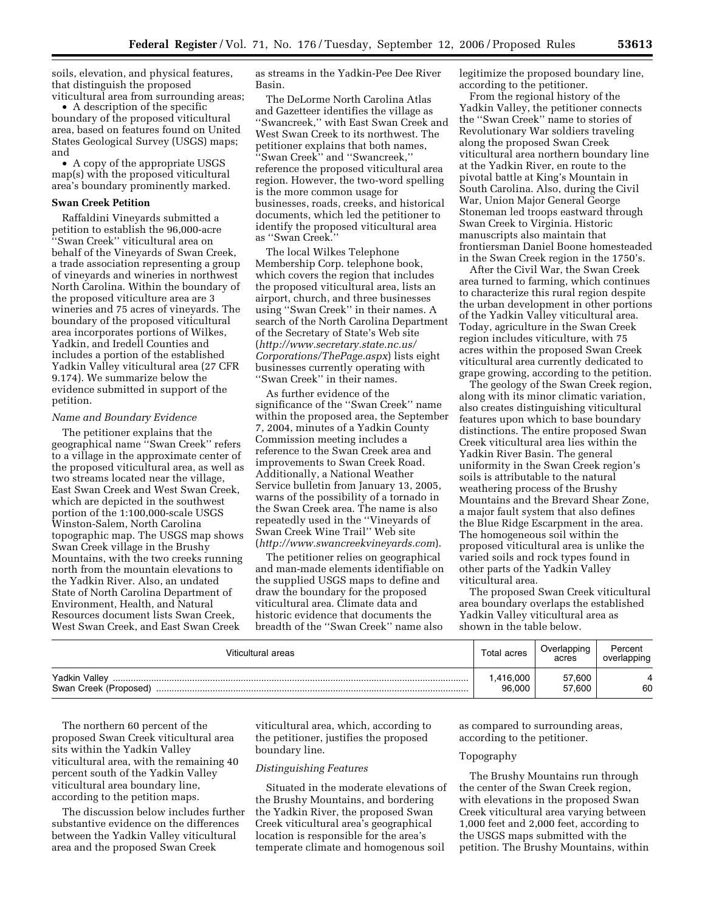soils, elevation, and physical features, that distinguish the proposed viticultural area from surrounding areas;

- A description of the specific boundary of the proposed viticultural area, based on features found on United States Geological Survey (USGS) maps; and
- A copy of the appropriate USGS map(s) with the proposed viticultural area's boundary prominently marked.

**Swan Creek Petition**

Raffaldini Vineyards submitted a petition to establish the 96,000-acre "Swan Creek" viticultural area on behalf of the Vineyards of Swan Creek, a trade association representing a group of vineyards and wineries in northwest North Carolina. Within the boundary of the proposed viticulture area are 3 wineries and 75 acres of vineyards. The boundary of the proposed viticultural area incorporates portions of Wilkes, Yadkin, and Iredell Counties and includes a portion of the established Yadkin Valley viticultural area (27 CFR 9.174). We summarize below the evidence submitted in support of the petition.

*Name and Boundary Evidence*

The petitioner explains that the geographical name "Swan Creek" refers to a village in the approximate center of the proposed viticultural area, as well as two streams located near the village, East Swan Creek and West Swan Creek, which are depicted in the southwest portion of the 1:100,000-scale USGS Winston-Salem, North Carolina topographic map. The USGS map shows Swan Creek village in the Brushy Mountains, with the two creeks running north from the mountain elevations to the Yadkin River. Also, an undated State of North Carolina Department of Environment, Health, and Natural Resources document lists Swan Creek, West Swan Creek, and East Swan Creek as streams in the Yadkin-Pee Dee River Basin.

The DeLorme North Carolina Atlas and Gazetteer identifies the village as "Swancreek," with East Swan Creek and West Swan Creek to its northwest. The petitioner explains that both names, "Swan Creek" and "Swancreek," reference the proposed viticultural area region. However, the two-word spelling is the more common usage for businesses, roads, creeks, and historical documents, which led the petitioner to identify the proposed viticultural area as "Swan Creek."

The local Wilkes Telephone Membership Corp. telephone book, which covers the region that includes the proposed viticultural area, lists an airport, church, and three businesses using "Swan Creek" in their names. A search of the North Carolina Department of the Secretary of State's Web site (*http://www.secretary.state.nc.us/Corporations/ThePage.aspx*) lists eight businesses currently operating with "Swan Creek" in their names.

As further evidence of the significance of the "Swan Creek" name within the proposed area, the September 7, 2004, minutes of a Yadkin County Commission meeting includes a reference to the Swan Creek area and improvements to Swan Creek Road. Additionally, a National Weather Service bulletin from January 13, 2005, warns of the possibility of a tornado in the Swan Creek area. The name is also repeatedly used in the "Vineyards of Swan Creek Wine Trail" Web site (*http://www.swancreekvineyards.com*).

The petitioner relies on geographical and man-made elements identifiable on the supplied USGS maps to define and draw the boundary for the proposed viticultural area. Climate data and historic evidence that documents the breadth of the "Swan Creek" name also legitimize the proposed boundary line, according to the petitioner.

From the regional history of the Yadkin Valley, the petitioner connects the "Swan Creek" name to stories of Revolutionary War soldiers traveling along the proposed Swan Creek viticultural area northern boundary line at the Yadkin River, en route to the pivotal battle at King's Mountain in South Carolina. Also, during the Civil War, Union Major General George Stoneman led troops eastward through Swan Creek to Virginia. Historic manuscripts also maintain that frontiersman Daniel Boone homesteaded in the Swan Creek region in the 1750's.

After the Civil War, the Swan Creek area turned to farming, which continues to characterize this rural region despite the urban development in other portions of the Yadkin Valley viticultural area. Today, agriculture in the Swan Creek region includes viticulture, with 75 acres within the proposed Swan Creek viticultural area currently dedicated to grape growing, according to the petition.

The geology of the Swan Creek region, along with its minor climatic variation, also creates distinguishing viticultural features upon which to base boundary distinctions. The entire proposed Swan Creek viticultural area lies within the Yadkin River Basin. The general uniformity in the Swan Creek region's soils is attributable to the natural weathering process of the Brushy Mountains and the Brevard Shear Zone, a major fault system that also defines the Blue Ridge Escarpment in the area. The homogeneous soil within the proposed viticultural area is unlike the varied soils and rock types found in other parts of the Yadkin Valley viticultural area.

The proposed Swan Creek viticultural area boundary overlaps the established Yadkin Valley viticultural area as shown in the table below.

| Viticultural areas | Total acres | Overlapping acres | Percent overlapping |
|---|---|---|---|
| Yadkin Valley | 1,416,000 | 57,600 | 4 |
| Swan Creek (Proposed) | 96,000 | 57,600 | 60 |

The northern 60 percent of the proposed Swan Creek viticultural area sits within the Yadkin Valley viticultural area, with the remaining 40 percent south of the Yadkin Valley viticultural area boundary line, according to the petition maps.

The discussion below includes further substantive evidence on the differences between the Yadkin Valley viticultural area and the proposed Swan Creek viticultural area, which, according to the petitioner, justifies the proposed boundary line.

*Distinguishing Features*

Situated in the moderate elevations of the Brushy Mountains, and bordering the Yadkin River, the proposed Swan Creek viticultural area's geographical location is responsible for the area's temperate climate and homogenous soil as compared to surrounding areas, according to the petitioner.

Topography

The Brushy Mountains run through the center of the Swan Creek region, with elevations in the proposed Swan Creek viticultural area varying between 1,000 feet and 2,000 feet, according to the USGS maps submitted with the petition. The Brushy Mountains, within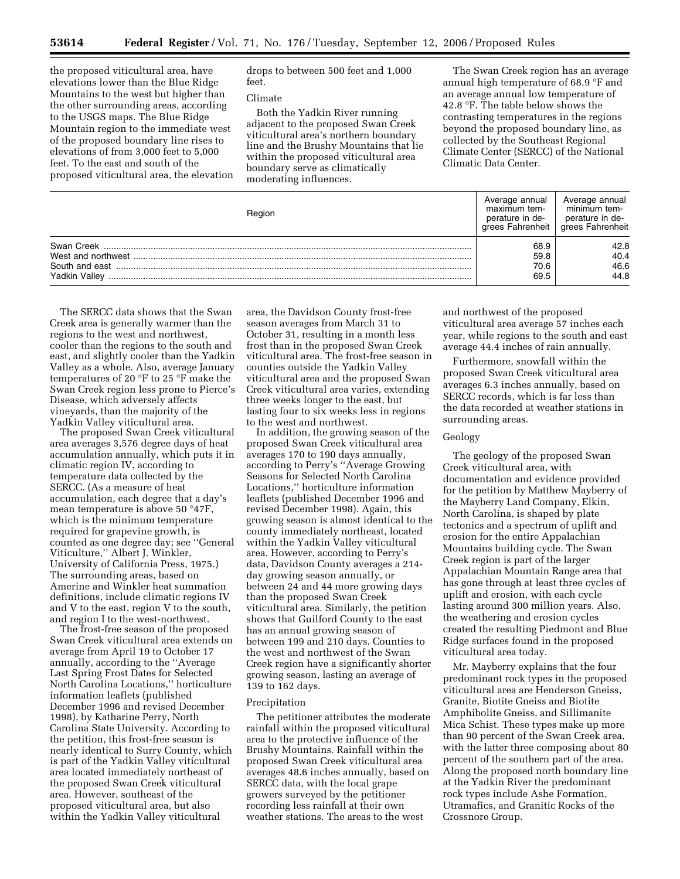the proposed viticultural area, have elevations lower than the Blue Ridge Mountains to the west but higher than the other surrounding areas, according to the USGS maps. The Blue Ridge Mountain region to the immediate west of the proposed boundary line rises to elevations of from 3,000 feet to 5,000 feet. To the east and south of the proposed viticultural area, the elevation drops to between 500 feet and 1,000 feet.

### Climate

Both the Yadkin River running adjacent to the proposed Swan Creek viticultural area's northern boundary line and the Brushy Mountains that lie within the proposed viticultural area boundary serve as climatically moderating influences.

The Swan Creek region has an average annual high temperature of 68.9 °F and an average annual low temperature of 42.8 °F. The table below shows the contrasting temperatures in the regions beyond the proposed boundary line, as collected by the Southeast Regional Climate Center (SERCC) of the National Climatic Data Center.

| Region | Average annual maximum temperature in degrees Fahrenheit | Average annual minimum temperature in degrees Fahrenheit |
|---|---|---|
| Swan Creek | 68.9 | 42.8 |
| West and northwest | 59.8 | 40.4 |
| South and east | 70.6 | 46.6 |
| Yadkin Valley | 69.5 | 44.8 |

The SERCC data shows that the Swan Creek area is generally warmer than the regions to the west and northwest, cooler than the regions to the south and east, and slightly cooler than the Yadkin Valley as a whole. Also, average January temperatures of 20 °F to 25 °F make the Swan Creek region less prone to Pierce's Disease, which adversely affects vineyards, than the majority of the Yadkin Valley viticultural area.

The proposed Swan Creek viticultural area averages 3,576 degree days of heat accumulation annually, which puts it in climatic region IV, according to temperature data collected by the SERCC. (As a measure of heat accumulation, each degree that a day's mean temperature is above 50 °47F, which is the minimum temperature required for grapevine growth, is counted as one degree day; see ''General Viticulture,'' Albert J. Winkler, University of California Press, 1975.) The surrounding areas, based on Amerine and Winkler heat summation definitions, include climatic regions IV and V to the east, region V to the south, and region I to the west-northwest.

The frost-free season of the proposed Swan Creek viticultural area extends on average from April 19 to October 17 annually, according to the ''Average Last Spring Frost Dates for Selected North Carolina Locations,'' horticulture information leaflets (published December 1996 and revised December 1998), by Katharine Perry, North Carolina State University. According to the petition, this frost-free season is nearly identical to Surry County, which is part of the Yadkin Valley viticultural area located immediately northeast of the proposed Swan Creek viticultural area. However, southeast of the proposed viticultural area, but also within the Yadkin Valley viticultural area, the Davidson County frost-free season averages from March 31 to October 31, resulting in a month less frost than in the proposed Swan Creek viticultural area. The frost-free season in counties outside the Yadkin Valley viticultural area and the proposed Swan Creek viticultural area varies, extending three weeks longer to the east, but lasting four to six weeks less in regions to the west and northwest.

In addition, the growing season of the proposed Swan Creek viticultural area averages 170 to 190 days annually, according to Perry's ''Average Growing Seasons for Selected North Carolina Locations,'' horticulture information leaflets (published December 1996 and revised December 1998). Again, this growing season is almost identical to the county immediately northeast, located within the Yadkin Valley viticultural area. However, according to Perry's data, Davidson County averages a 214-day growing season annually, or between 24 and 44 more growing days than the proposed Swan Creek viticultural area. Similarly, the petition shows that Guilford County to the east has an annual growing season of between 199 and 210 days. Counties to the west and northwest of the Swan Creek region have a significantly shorter growing season, lasting an average of 139 to 162 days.

### Precipitation

The petitioner attributes the moderate rainfall within the proposed viticultural area to the protective influence of the Brushy Mountains. Rainfall within the proposed Swan Creek viticultural area averages 48.6 inches annually, based on SERCC data, with the local grape growers surveyed by the petitioner recording less rainfall at their own weather stations. The areas to the west and northwest of the proposed viticultural area average 57 inches each year, while regions to the south and east average 44.4 inches of rain annually.

Furthermore, snowfall within the proposed Swan Creek viticultural area averages 6.3 inches annually, based on SERCC records, which is far less than the data recorded at weather stations in surrounding areas.

### Geology

The geology of the proposed Swan Creek viticultural area, with documentation and evidence provided for the petition by Matthew Mayberry of the Mayberry Land Company, Elkin, North Carolina, is shaped by plate tectonics and a spectrum of uplift and erosion for the entire Appalachian Mountains building cycle. The Swan Creek region is part of the larger Appalachian Mountain Range area that has gone through at least three cycles of uplift and erosion, with each cycle lasting around 300 million years. Also, the weathering and erosion cycles created the resulting Piedmont and Blue Ridge surfaces found in the proposed viticultural area today.

Mr. Mayberry explains that the four predominant rock types in the proposed viticultural area are Henderson Gneiss, Granite, Biotite Gneiss and Biotite Amphibolite Gneiss, and Sillimanite Mica Schist. These types make up more than 90 percent of the Swan Creek area, with the latter three composing about 80 percent of the southern part of the area. Along the proposed north boundary line at the Yadkin River the predominant rock types include Ashe Formation, Utramafics, and Granitic Rocks of the Crossnore Group.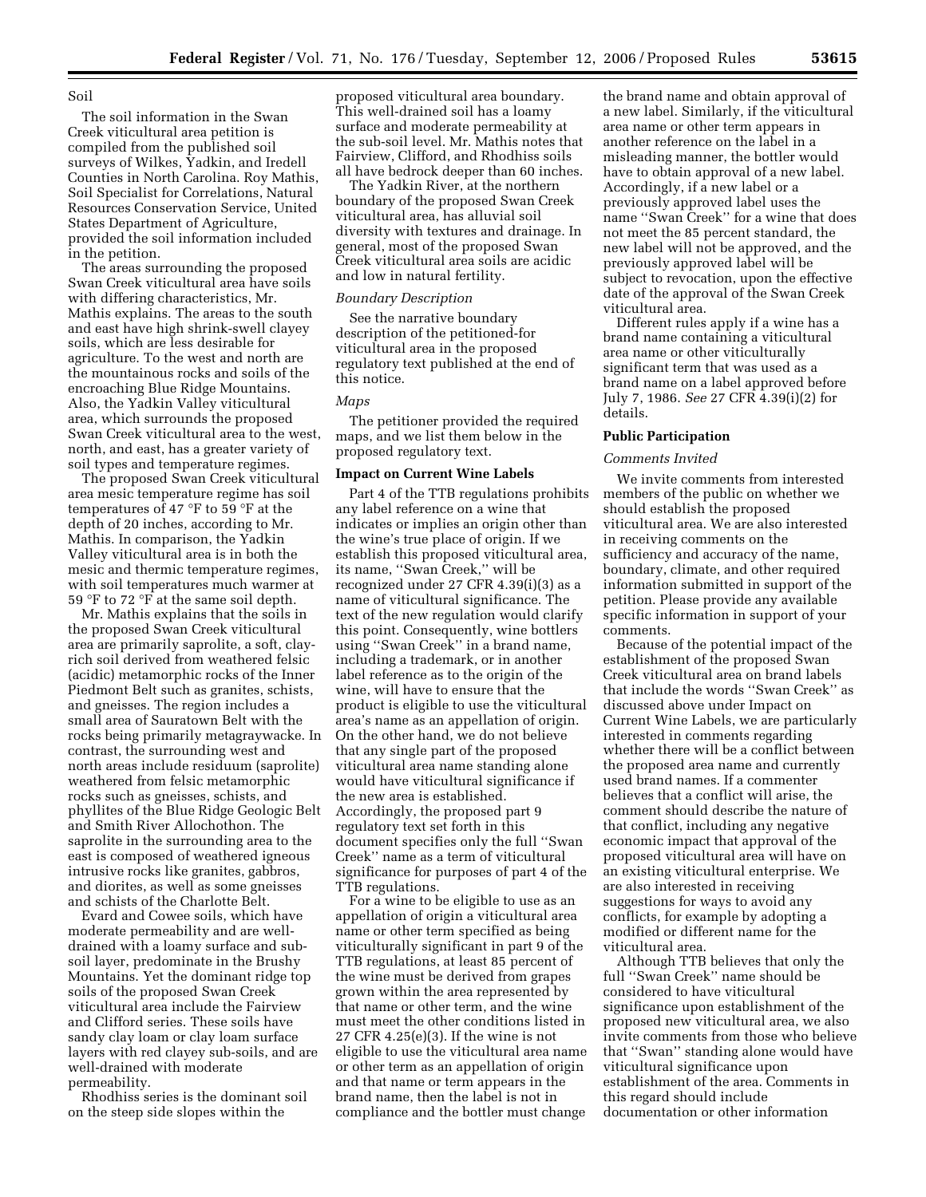Soil

The soil information in the Swan Creek viticultural area petition is compiled from the published soil surveys of Wilkes, Yadkin, and Iredell Counties in North Carolina. Roy Mathis, Soil Specialist for Correlations, Natural Resources Conservation Service, United States Department of Agriculture, provided the soil information included in the petition.

The areas surrounding the proposed Swan Creek viticultural area have soils with differing characteristics, Mr. Mathis explains. The areas to the south and east have high shrink-swell clayey soils, which are less desirable for agriculture. To the west and north are the mountainous rocks and soils of the encroaching Blue Ridge Mountains. Also, the Yadkin Valley viticultural area, which surrounds the proposed Swan Creek viticultural area to the west, north, and east, has a greater variety of soil types and temperature regimes.

The proposed Swan Creek viticultural area mesic temperature regime has soil temperatures of 47 °F to 59 °F at the depth of 20 inches, according to Mr. Mathis. In comparison, the Yadkin Valley viticultural area is in both the mesic and thermic temperature regimes, with soil temperatures much warmer at 59 °F to 72 °F at the same soil depth.

Mr. Mathis explains that the soils in the proposed Swan Creek viticultural area are primarily saprolite, a soft, clay-rich soil derived from weathered felsic (acidic) metamorphic rocks of the Inner Piedmont Belt such as granites, schists, and gneisses. The region includes a small area of Sauratown Belt with the rocks being primarily metagraywacke. In contrast, the surrounding west and north areas include residuum (saprolite) weathered from felsic metamorphic rocks such as gneisses, schists, and phyllites of the Blue Ridge Geologic Belt and Smith River Allochothon. The saprolite in the surrounding area to the east is composed of weathered igneous intrusive rocks like granites, gabbros, and diorites, as well as some gneisses and schists of the Charlotte Belt.

Evard and Cowee soils, which have moderate permeability and are well-drained with a loamy surface and sub-soil layer, predominate in the Brushy Mountains. Yet the dominant ridge top soils of the proposed Swan Creek viticultural area include the Fairview and Clifford series. These soils have sandy clay loam or clay loam surface layers with red clayey sub-soils, and are well-drained with moderate permeability.

Rhodhiss series is the dominant soil on the steep side slopes within the proposed viticultural area boundary. This well-drained soil has a loamy surface and moderate permeability at the sub-soil level. Mr. Mathis notes that Fairview, Clifford, and Rhodhiss soils all have bedrock deeper than 60 inches.

The Yadkin River, at the northern boundary of the proposed Swan Creek viticultural area, has alluvial soil diversity with textures and drainage. In general, most of the proposed Swan Creek viticultural area soils are acidic and low in natural fertility.

*Boundary Description*

See the narrative boundary description of the petitioned-for viticultural area in the proposed regulatory text published at the end of this notice.

*Maps*

The petitioner provided the required maps, and we list them below in the proposed regulatory text.

**Impact on Current Wine Labels**

Part 4 of the TTB regulations prohibits any label reference on a wine that indicates or implies an origin other than the wine's true place of origin. If we establish this proposed viticultural area, its name, "Swan Creek," will be recognized under 27 CFR 4.39(i)(3) as a name of viticultural significance. The text of the new regulation would clarify this point. Consequently, wine bottlers using "Swan Creek" in a brand name, including a trademark, or in another label reference as to the origin of the wine, will have to ensure that the product is eligible to use the viticultural area's name as an appellation of origin. On the other hand, we do not believe that any single part of the proposed viticultural area name standing alone would have viticultural significance if the new area is established. Accordingly, the proposed part 9 regulatory text set forth in this document specifies only the full "Swan Creek" name as a term of viticultural significance for purposes of part 4 of the TTB regulations.

For a wine to be eligible to use as an appellation of origin a viticultural area name or other term specified as being viticulturally significant in part 9 of the TTB regulations, at least 85 percent of the wine must be derived from grapes grown within the area represented by that name or other term, and the wine must meet the other conditions listed in 27 CFR 4.25(e)(3). If the wine is not eligible to use the viticultural area name or other term as an appellation of origin and that name or term appears in the brand name, then the label is not in compliance and the bottler must change the brand name and obtain approval of a new label. Similarly, if the viticultural area name or other term appears in another reference on the label in a misleading manner, the bottler would have to obtain approval of a new label. Accordingly, if a new label or a previously approved label uses the name "Swan Creek" for a wine that does not meet the 85 percent standard, the new label will not be approved, and the previously approved label will be subject to revocation, upon the effective date of the approval of the Swan Creek viticultural area.

Different rules apply if a wine has a brand name containing a viticultural area name or other viticulturally significant term that was used as a brand name on a label approved before July 7, 1986. *See* 27 CFR 4.39(i)(2) for details.

**Public Participation**

*Comments Invited*

We invite comments from interested members of the public on whether we should establish the proposed viticultural area. We are also interested in receiving comments on the sufficiency and accuracy of the name, boundary, climate, and other required information submitted in support of the petition. Please provide any available specific information in support of your comments.

Because of the potential impact of the establishment of the proposed Swan Creek viticultural area on brand labels that include the words "Swan Creek" as discussed above under Impact on Current Wine Labels, we are particularly interested in comments regarding whether there will be a conflict between the proposed area name and currently used brand names. If a commenter believes that a conflict will arise, the comment should describe the nature of that conflict, including any negative economic impact that approval of the proposed viticultural area will have on an existing viticultural enterprise. We are also interested in receiving suggestions for ways to avoid any conflicts, for example by adopting a modified or different name for the viticultural area.

Although TTB believes that only the full "Swan Creek" name should be considered to have viticultural significance upon establishment of the proposed new viticultural area, we also invite comments from those who believe that "Swan" standing alone would have viticultural significance upon establishment of the area. Comments in this regard should include documentation or other information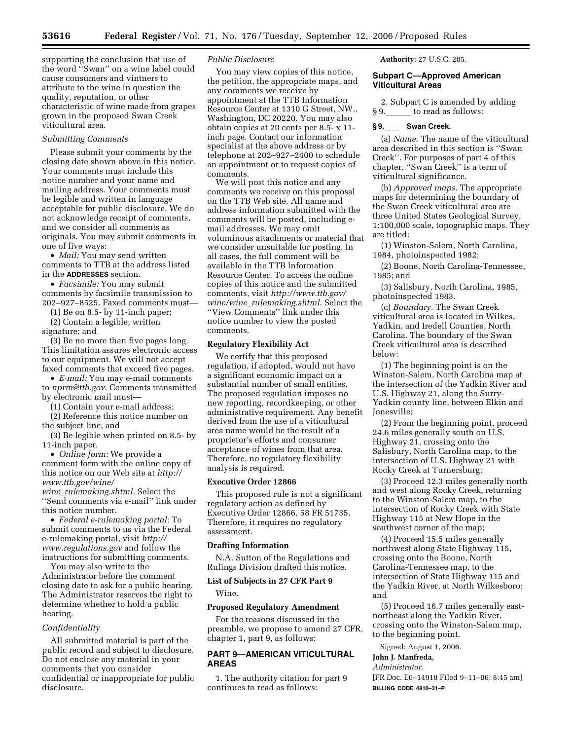supporting the conclusion that use of the word ''Swan'' on a wine label could cause consumers and vintners to attribute to the wine in question the quality, reputation, or other characteristic of wine made from grapes grown in the proposed Swan Creek viticultural area.

*Submitting Comments*

Please submit your comments by the closing date shown above in this notice. Your comments must include this notice number and your name and mailing address. Your comments must be legible and written in language acceptable for public disclosure. We do not acknowledge receipt of comments, and we consider all comments as originals. You may submit comments in one of five ways:

- *Mail:* You may send written comments to TTB at the address listed in the **ADDRESSES** section.
- *Facsimile:* You may submit comments by facsimile transmission to 202–927–8525. Faxed comments must—

(1) Be on 8.5- by 11-inch paper;

(2) Contain a legible, written signature; and

(3) Be no more than five pages long. This limitation assures electronic access to our equipment. We will not accept faxed comments that exceed five pages.

- *E-mail:* You may e-mail comments to *nprm@ttb.gov.* Comments transmitted by electronic mail must—

(1) Contain your e-mail address;

(2) Reference this notice number on the subject line; and

(3) Be legible when printed on 8.5- by 11-inch paper.

- *Online form:* We provide a comment form with the online copy of this notice on our Web site at *http://www.ttb.gov/wine/wine_rulemaking.shtml.* Select the ''Send comments via e-mail'' link under this notice number.
- *Federal e-rulemaking portal:* To submit comments to us via the Federal e-rulemaking portal, visit *http://www.regulations.gov* and follow the instructions for submitting comments.

You may also write to the Administrator before the comment closing date to ask for a public hearing. The Administrator reserves the right to determine whether to hold a public hearing.

*Confidentiality*

All submitted material is part of the public record and subject to disclosure. Do not enclose any material in your comments that you consider confidential or inappropriate for public disclosure.

*Public Disclosure*

You may view copies of this notice, the petition, the appropriate maps, and any comments we receive by appointment at the TTB Information Resource Center at 1310 G Street, NW., Washington, DC 20220. You may also obtain copies at 20 cents per 8.5- x 11-inch page. Contact our information specialist at the above address or by telephone at 202–927–2400 to schedule an appointment or to request copies of comments.

We will post this notice and any comments we receive on this proposal on the TTB Web site. All name and address information submitted with the comments will be posted, including e-mail addresses. We may omit voluminous attachments or material that we consider unsuitable for posting. In all cases, the full comment will be available in the TTB Information Resource Center. To access the online copies of this notice and the submitted comments, visit *http://www.ttb.gov/wine/wine_rulemaking.shtml.* Select the ''View Comments'' link under this notice number to view the posted comments.

**Regulatory Flexibility Act**

We certify that this proposed regulation, if adopted, would not have a significant economic impact on a substantial number of small entities. The proposed regulation imposes no new reporting, recordkeeping, or other administrative requirement. Any benefit derived from the use of a viticultural area name would be the result of a proprietor's efforts and consumer acceptance of wines from that area. Therefore, no regulatory flexibility analysis is required.

**Executive Order 12866**

This proposed rule is not a significant regulatory action as defined by Executive Order 12866, 58 FR 51735. Therefore, it requires no regulatory assessment.

**Drafting Information**

N.A. Sutton of the Regulations and Rulings Division drafted this notice.

**List of Subjects in 27 CFR Part 9**

Wine.

**Proposed Regulatory Amendment**

For the reasons discussed in the preamble, we propose to amend 27 CFR, chapter 1, part 9, as follows:

**PART 9—AMERICAN VITICULTURAL AREAS**

1. The authority citation for part 9 continues to read as follows:

**Authority:** 27 U.S.C. 205.

**Subpart C—Approved American Viticultural Areas**

2. Subpart C is amended by adding § 9.\_\_\_\_\_ to read as follows:

**§ 9.\_\_\_ Swan Creek.**

(a) *Name.* The name of the viticultural area described in this section is ''Swan Creek''. For purposes of part 4 of this chapter, ''Swan Creek'' is a term of viticultural significance.

(b) *Approved maps.* The appropriate maps for determining the boundary of the Swan Creek viticultural area are three United States Geological Survey, 1:100,000 scale, topographic maps. They are titled:

(1) Winston-Salem, North Carolina, 1984, photoinspected 1982;

(2) Boone, North Carolina-Tennessee, 1985; and

(3) Salisbury, North Carolina, 1985, photoinspected 1983.

(c) *Boundary.* The Swan Creek viticultural area is located in Wilkes, Yadkin, and Iredell Counties, North Carolina. The boundary of the Swan Creek viticultural area is described below:

(1) The beginning point is on the Winston-Salem, North Carolina map at the intersection of the Yadkin River and U.S. Highway 21, along the Surry-Yadkin county line, between Elkin and Jonesville;

(2) From the beginning point, proceed 24.6 miles generally south on U.S. Highway 21, crossing onto the Salisbury, North Carolina map, to the intersection of U.S. Highway 21 with Rocky Creek at Turnersburg;

(3) Proceed 12.3 miles generally north and west along Rocky Creek, returning to the Winston-Salem map, to the intersection of Rocky Creek with State Highway 115 at New Hope in the southwest corner of the map;

(4) Proceed 15.5 miles generally northwest along State Highway 115, crossing onto the Boone, North Carolina-Tennessee map, to the intersection of State Highway 115 and the Yadkin River, at North Wilkesboro; and

(5) Proceed 16.7 miles generally east-northeast along the Yadkin River, crossing onto the Winston-Salem map, to the beginning point.

Signed: August 1, 2006.

**John J. Manfreda,**

*Administrator.*

[FR Doc. E6–14918 Filed 9–11–06; 8:45 am]

**BILLING CODE 4810–31–P**